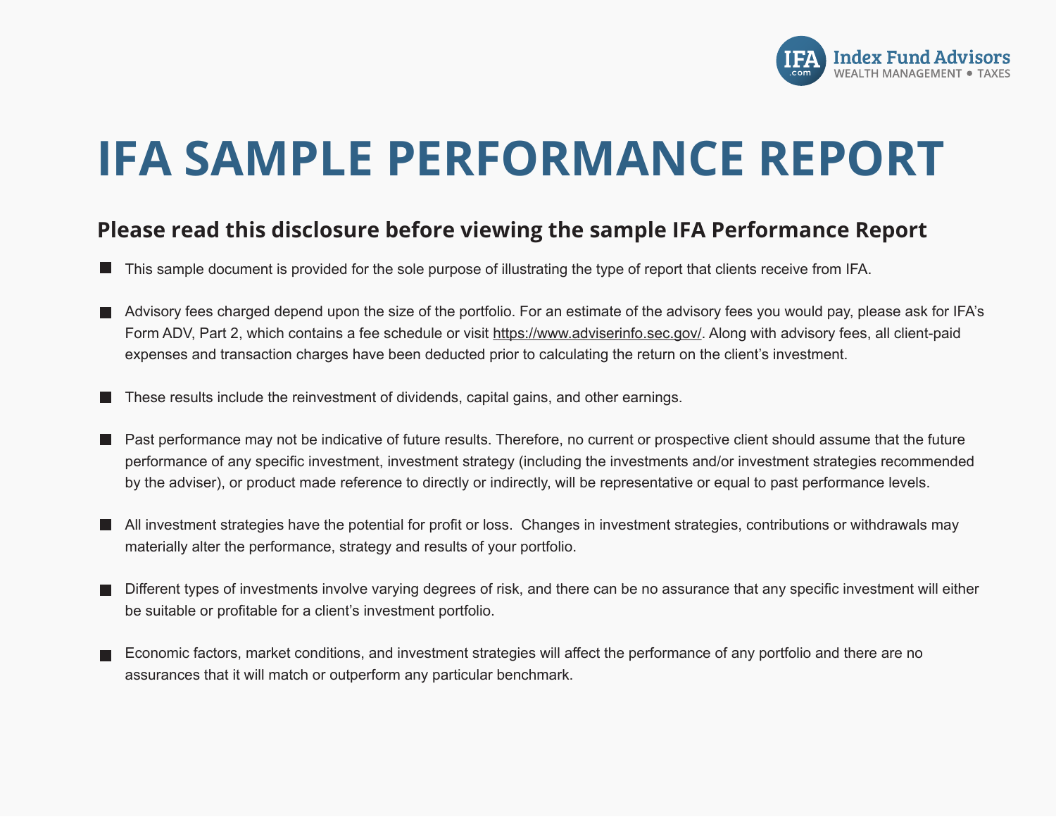Index Fund Advisors
WEALTH MANAGEMENT • TAXES

# IFA SAMPLE PERFORMANCE REPORT

## Please read this disclosure before viewing the sample IFA Performance Report

- This sample document is provided for the sole purpose of illustrating the type of report that clients receive from IFA.
- Advisory fees charged depend upon the size of the portfolio. For an estimate of the advisory fees you would pay, please ask for IFA's Form ADV, Part 2, which contains a fee schedule or visit https://www.adviserinfo.sec.gov/. Along with advisory fees, all client-paid expenses and transaction charges have been deducted prior to calculating the return on the client's investment.
- These results include the reinvestment of dividends, capital gains, and other earnings.
- Past performance may not be indicative of future results. Therefore, no current or prospective client should assume that the future performance of any specific investment, investment strategy (including the investments and/or investment strategies recommended by the adviser), or product made reference to directly or indirectly, will be representative or equal to past performance levels.
- All investment strategies have the potential for profit or loss. Changes in investment strategies, contributions or withdrawals may materially alter the performance, strategy and results of your portfolio.
- Different types of investments involve varying degrees of risk, and there can be no assurance that any specific investment will either be suitable or profitable for a client's investment portfolio.
- Economic factors, market conditions, and investment strategies will affect the performance of any portfolio and there are no assurances that it will match or outperform any particular benchmark.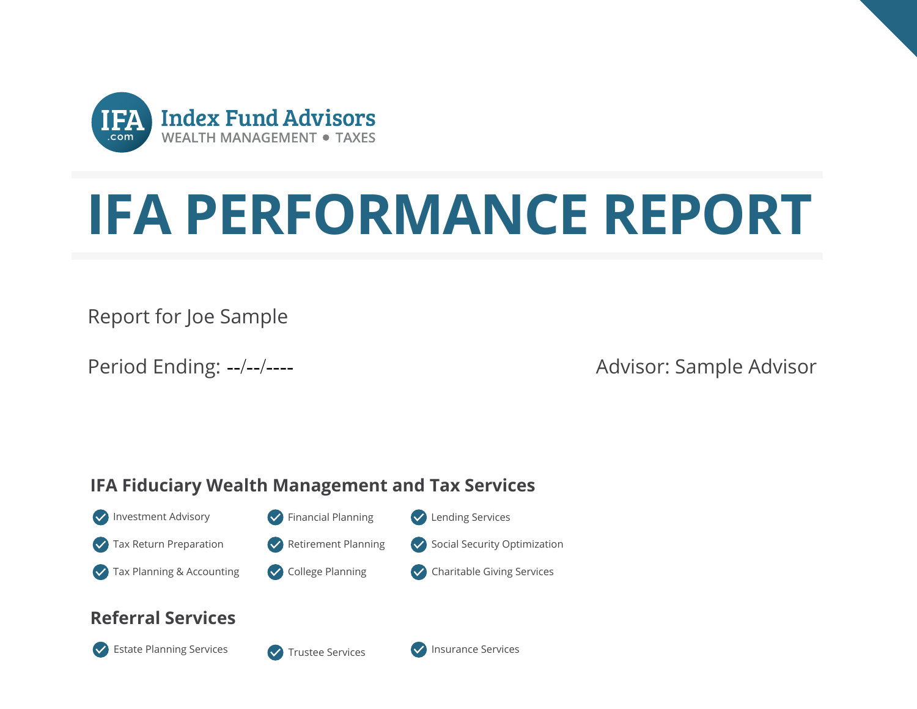Index Fund Advisors
WEALTH MANAGEMENT • TAXES

# IFA PERFORMANCE REPORT

Report for Joe Sample

Period Ending: --/--/----

Advisor: Sample Advisor

## IFA Fiduciary Wealth Management and Tax Services

- Investment Advisory
- Tax Return Preparation
- Tax Planning & Accounting
- Financial Planning
- Retirement Planning
- College Planning
- Lending Services
- Social Security Optimization
- Charitable Giving Services

## Referral Services

- Estate Planning Services
- Trustee Services
- Insurance Services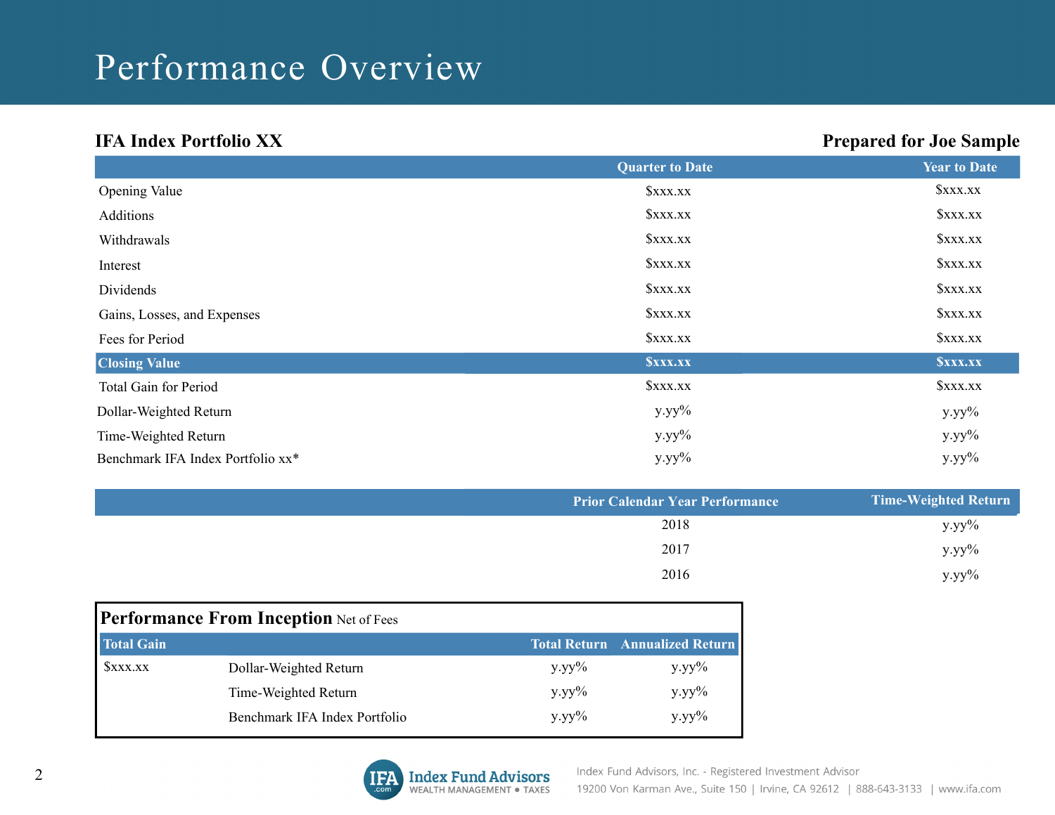# Performance Overview

**IFA Index Portfolio XX** | **Prepared for Joe Sample**

| | Quarter to Date | Year to Date |
|---|---|---|
| Opening Value | $xxx.xx | $xxx.xx |
| Additions | $xxx.xx | $xxx.xx |
| Withdrawals | $xxx.xx | $xxx.xx |
| Interest | $xxx.xx | $xxx.xx |
| Dividends | $xxx.xx | $xxx.xx |
| Gains, Losses, and Expenses | $xxx.xx | $xxx.xx |
| Fees for Period | $xxx.xx | $xxx.xx |
| **Closing Value** | **$xxx.xx** | **$xxx.xx** |
| Total Gain for Period | $xxx.xx | $xxx.xx |
| Dollar-Weighted Return | y.yy% | y.yy% |
| Time-Weighted Return | y.yy% | y.yy% |
| Benchmark IFA Index Portfolio xx* | y.yy% | y.yy% |

| Prior Calendar Year Performance | Time-Weighted Return |
|---|---|
| 2018 | y.yy% |
| 2017 | y.yy% |
| 2016 | y.yy% |

## Performance From Inception Net of Fees

| Total Gain | | Total Return | Annualized Return |
|---|---|---|---|
| $xxx.xx | Dollar-Weighted Return | y.yy% | y.yy% |
| | Time-Weighted Return | y.yy% | y.yy% |
| | Benchmark IFA Index Portfolio | y.yy% | y.yy% |

Index Fund Advisors, Inc. - Registered Investment Advisor
19200 Von Karman Ave., Suite 150 | Irvine, CA 92612 | 888-643-3133 | www.ifa.com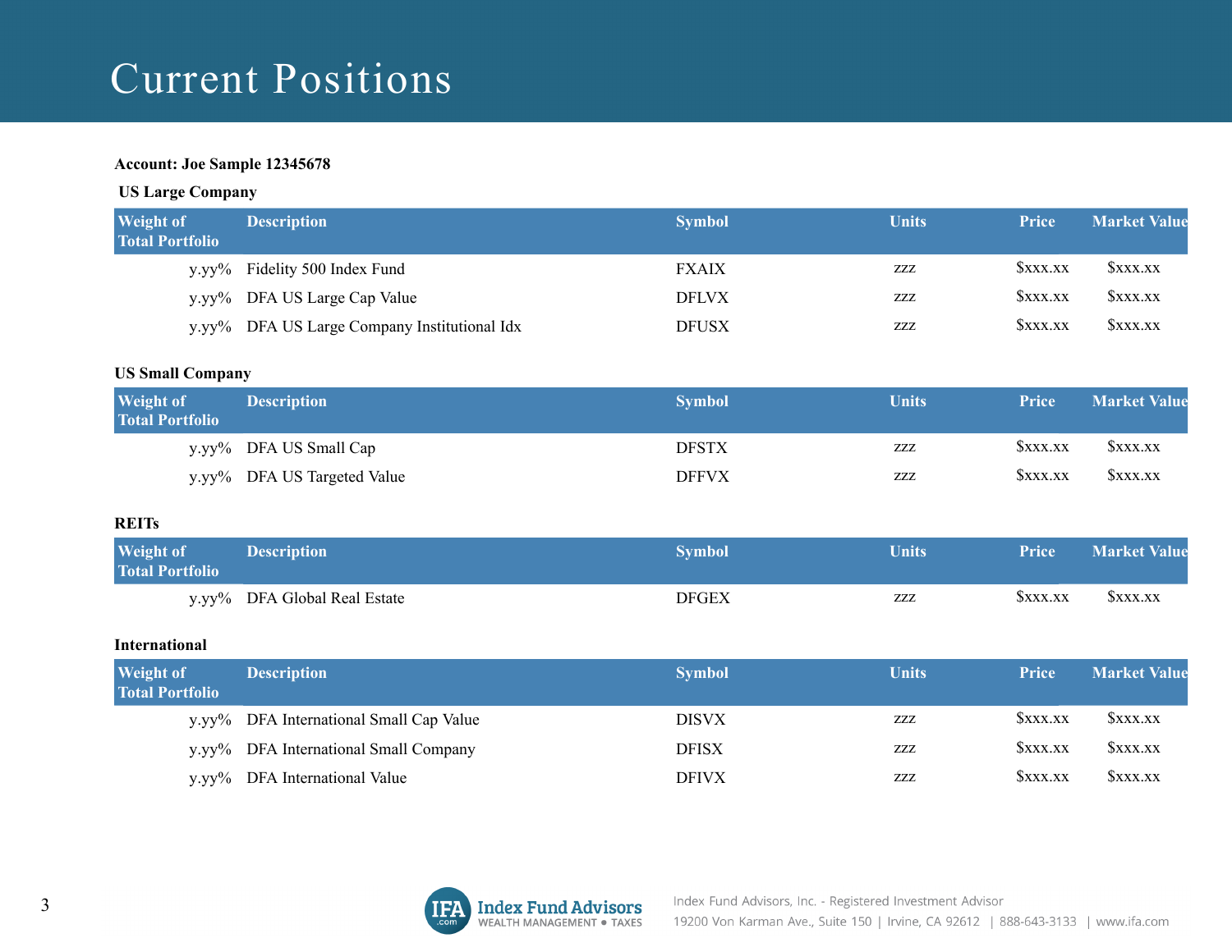# Current Positions

**Account: Joe Sample 12345678**

**US Large Company**

| Weight of Total Portfolio | Description | Symbol | Units | Price | Market Value |
|---|---|---|---|---|---|
| y.yy% | Fidelity 500 Index Fund | FXAIX | zzz | $xxx.xx | $xxx.xx |
| y.yy% | DFA US Large Cap Value | DFLVX | zzz | $xxx.xx | $xxx.xx |
| y.yy% | DFA US Large Company Institutional Idx | DFUSX | zzz | $xxx.xx | $xxx.xx |

**US Small Company**

| Weight of Total Portfolio | Description | Symbol | Units | Price | Market Value |
|---|---|---|---|---|---|
| y.yy% | DFA US Small Cap | DFSTX | zzz | $xxx.xx | $xxx.xx |
| y.yy% | DFA US Targeted Value | DFFVX | zzz | $xxx.xx | $xxx.xx |

**REITs**

| Weight of Total Portfolio | Description | Symbol | Units | Price | Market Value |
|---|---|---|---|---|---|
| y.yy% | DFA Global Real Estate | DFGEX | zzz | $xxx.xx | $xxx.xx |

**International**

| Weight of Total Portfolio | Description | Symbol | Units | Price | Market Value |
|---|---|---|---|---|---|
| y.yy% | DFA International Small Cap Value | DISVX | zzz | $xxx.xx | $xxx.xx |
| y.yy% | DFA International Small Company | DFISX | zzz | $xxx.xx | $xxx.xx |
| y.yy% | DFA International Value | DFIVX | zzz | $xxx.xx | $xxx.xx |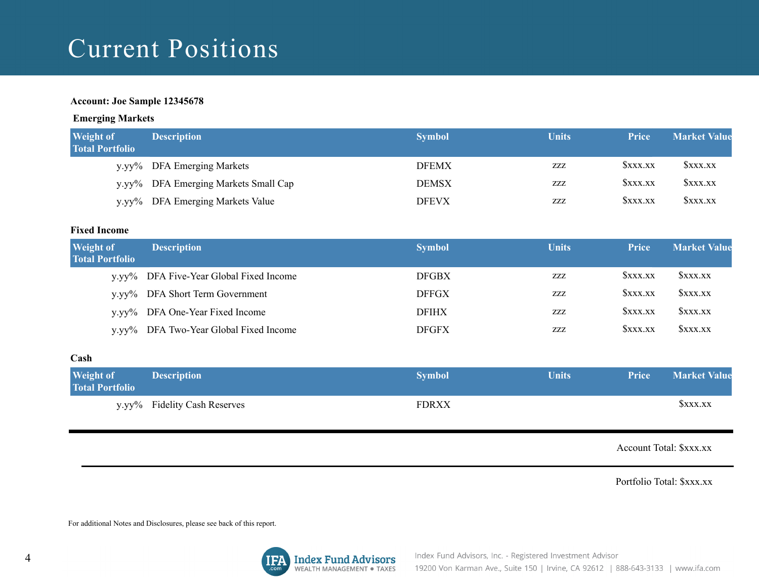# Current Positions

**Account: Joe Sample 12345678**

**Emerging Markets**

| Weight of Total Portfolio | Description | Symbol | Units | Price | Market Value |
|---|---|---|---|---|---|
| y.yy% | DFA Emerging Markets | DFEMX | zzz | $xxx.xx | $xxx.xx |
| y.yy% | DFA Emerging Markets Small Cap | DEMSX | zzz | $xxx.xx | $xxx.xx |
| y.yy% | DFA Emerging Markets Value | DFEVX | zzz | $xxx.xx | $xxx.xx |

**Fixed Income**

| Weight of Total Portfolio | Description | Symbol | Units | Price | Market Value |
|---|---|---|---|---|---|
| y.yy% | DFA Five-Year Global Fixed Income | DFGBX | zzz | $xxx.xx | $xxx.xx |
| y.yy% | DFA Short Term Government | DFFGX | zzz | $xxx.xx | $xxx.xx |
| y.yy% | DFA One-Year Fixed Income | DFIHX | zzz | $xxx.xx | $xxx.xx |
| y.yy% | DFA Two-Year Global Fixed Income | DFGFX | zzz | $xxx.xx | $xxx.xx |

**Cash**

| Weight of Total Portfolio | Description | Symbol | Units | Price | Market Value |
|---|---|---|---|---|---|
| y.yy% | Fidelity Cash Reserves | FDRXX | | | $xxx.xx |

Account Total: $xxx.xx

Portfolio Total: $xxx.xx

For additional Notes and Disclosures, please see back of this report.

Index Fund Advisors, Inc. - Registered Investment Advisor
19200 Von Karman Ave., Suite 150 | Irvine, CA 92612 | 888-643-3133 | www.ifa.com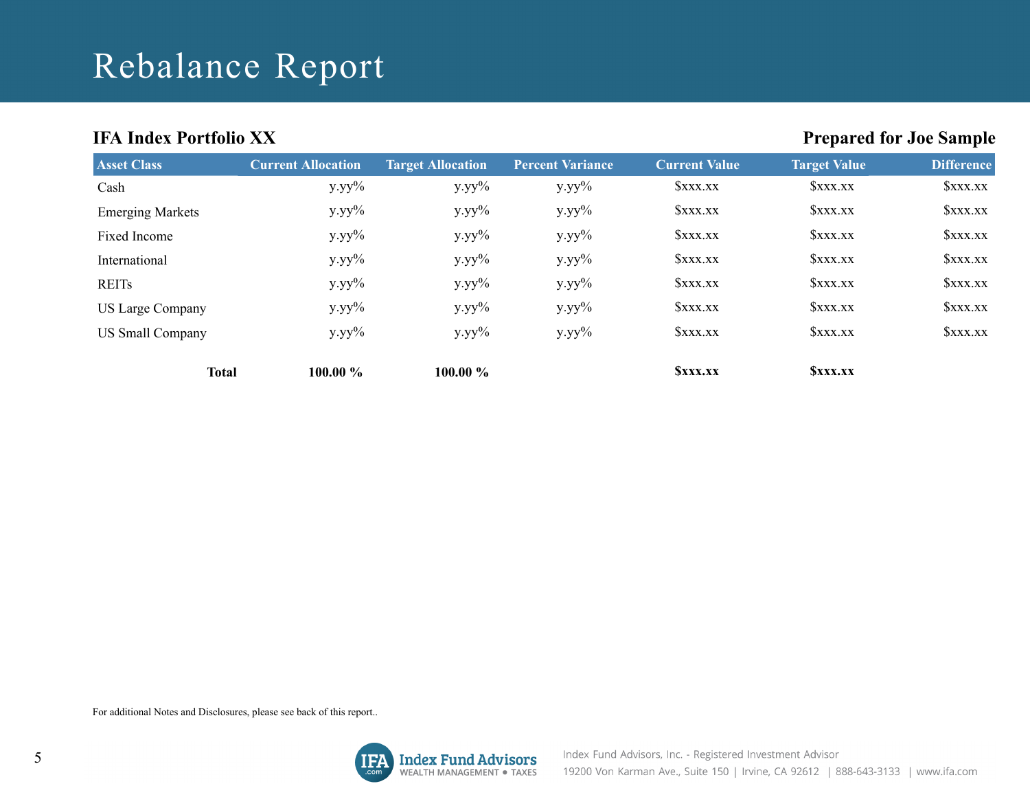# Rebalance Report

**IFA Index Portfolio XX**

**Prepared for Joe Sample**

| Asset Class | Current Allocation | Target Allocation | Percent Variance | Current Value | Target Value | Difference |
|---|---|---|---|---|---|---|
| Cash | y.yy% | y.yy% | y.yy% | $xxx.xx | $xxx.xx | $xxx.xx |
| Emerging Markets | y.yy% | y.yy% | y.yy% | $xxx.xx | $xxx.xx | $xxx.xx |
| Fixed Income | y.yy% | y.yy% | y.yy% | $xxx.xx | $xxx.xx | $xxx.xx |
| International | y.yy% | y.yy% | y.yy% | $xxx.xx | $xxx.xx | $xxx.xx |
| REITs | y.yy% | y.yy% | y.yy% | $xxx.xx | $xxx.xx | $xxx.xx |
| US Large Company | y.yy% | y.yy% | y.yy% | $xxx.xx | $xxx.xx | $xxx.xx |
| US Small Company | y.yy% | y.yy% | y.yy% | $xxx.xx | $xxx.xx | $xxx.xx |
| **Total** | **100.00 %** | **100.00 %** | | **$xxx.xx** | **$xxx.xx** | |

For additional Notes and Disclosures, please see back of this report..

Index Fund Advisors, Inc. - Registered Investment Advisor
19200 Von Karman Ave., Suite 150 | Irvine, CA 92612 | 888-643-3133 | www.ifa.com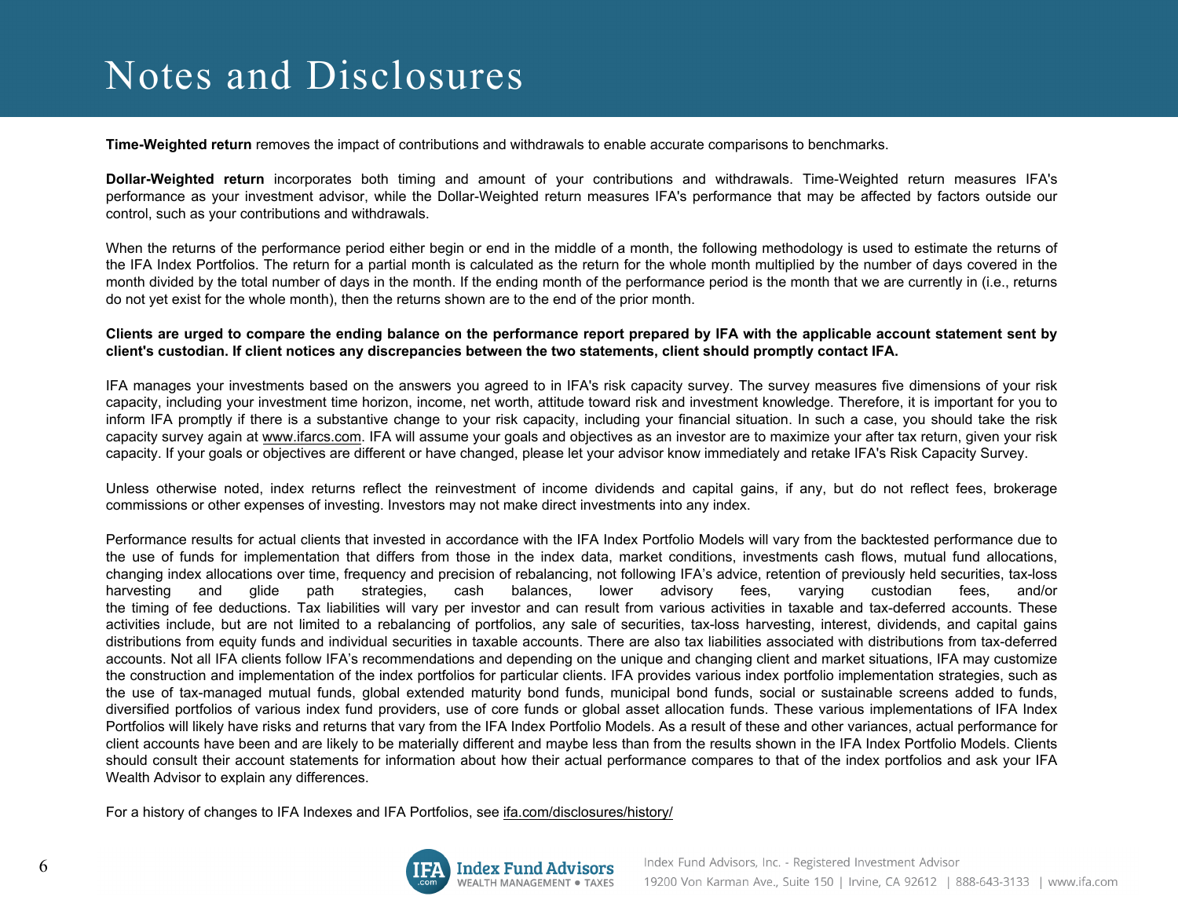# Notes and Disclosures

**Time-Weighted return** removes the impact of contributions and withdrawals to enable accurate comparisons to benchmarks.

**Dollar-Weighted return** incorporates both timing and amount of your contributions and withdrawals. Time-Weighted return measures IFA's performance as your investment advisor, while the Dollar-Weighted return measures IFA's performance that may be affected by factors outside our control, such as your contributions and withdrawals.

When the returns of the performance period either begin or end in the middle of a month, the following methodology is used to estimate the returns of the IFA Index Portfolios. The return for a partial month is calculated as the return for the whole month multiplied by the number of days covered in the month divided by the total number of days in the month. If the ending month of the performance period is the month that we are currently in (i.e., returns do not yet exist for the whole month), then the returns shown are to the end of the prior month.

**Clients are urged to compare the ending balance on the performance report prepared by IFA with the applicable account statement sent by client's custodian. If client notices any discrepancies between the two statements, client should promptly contact IFA.**

IFA manages your investments based on the answers you agreed to in IFA's risk capacity survey. The survey measures five dimensions of your risk capacity, including your investment time horizon, income, net worth, attitude toward risk and investment knowledge. Therefore, it is important for you to inform IFA promptly if there is a substantive change to your risk capacity, including your financial situation. In such a case, you should take the risk capacity survey again at www.ifarcs.com. IFA will assume your goals and objectives as an investor are to maximize your after tax return, given your risk capacity. If your goals or objectives are different or have changed, please let your advisor know immediately and retake IFA's Risk Capacity Survey.

Unless otherwise noted, index returns reflect the reinvestment of income dividends and capital gains, if any, but do not reflect fees, brokerage commissions or other expenses of investing. Investors may not make direct investments into any index.

Performance results for actual clients that invested in accordance with the IFA Index Portfolio Models will vary from the backtested performance due to the use of funds for implementation that differs from those in the index data, market conditions, investments cash flows, mutual fund allocations, changing index allocations over time, frequency and precision of rebalancing, not following IFA's advice, retention of previously held securities, tax-loss harvesting and glide path strategies, cash balances, lower advisory fees, varying custodian fees, and/or the timing of fee deductions. Tax liabilities will vary per investor and can result from various activities in taxable and tax-deferred accounts. These activities include, but are not limited to a rebalancing of portfolios, any sale of securities, tax-loss harvesting, interest, dividends, and capital gains distributions from equity funds and individual securities in taxable accounts. There are also tax liabilities associated with distributions from tax-deferred accounts. Not all IFA clients follow IFA's recommendations and depending on the unique and changing client and market situations, IFA may customize the construction and implementation of the index portfolios for particular clients. IFA provides various index portfolio implementation strategies, such as the use of tax-managed mutual funds, global extended maturity bond funds, municipal bond funds, social or sustainable screens added to funds, diversified portfolios of various index fund providers, use of core funds or global asset allocation funds. These various implementations of IFA Index Portfolios will likely have risks and returns that vary from the IFA Index Portfolio Models. As a result of these and other variances, actual performance for client accounts have been and are likely to be materially different and maybe less than from the results shown in the IFA Index Portfolio Models. Clients should consult their account statements for information about how their actual performance compares to that of the index portfolios and ask your IFA Wealth Advisor to explain any differences.

For a history of changes to IFA Indexes and IFA Portfolios, see ifa.com/disclosures/history/

IFA .com Index Fund Advisors WEALTH MANAGEMENT ● TAXES

Index Fund Advisors, Inc. - Registered Investment Advisor
19200 Von Karman Ave., Suite 150 | Irvine, CA 92612 | 888-643-3133 | www.ifa.com